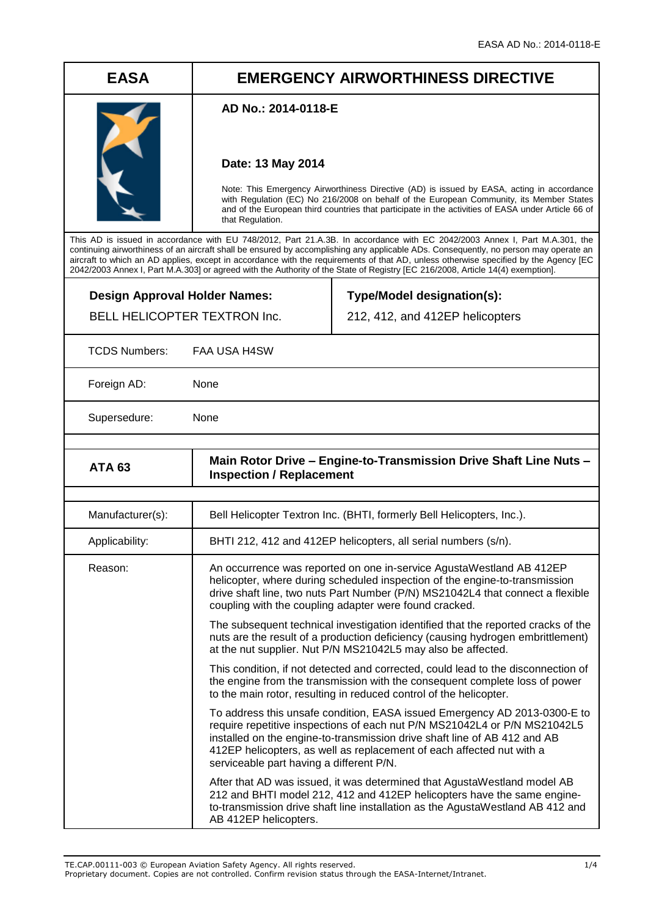| EASA | EMERGENCY AIRWORTHINESS DIRECTIVE |
|---|---|
| | **AD No.: 2014-0118-E**<br><br>**Date: 13 May 2014**<br><br>Note: This Emergency Airworthiness Directive (AD) is issued by EASA, acting in accordance with Regulation (EC) No 216/2008 on behalf of the European Community, its Member States and of the European third countries that participate in the activities of EASA under Article 66 of that Regulation. |

This AD is issued in accordance with EU 748/2012, Part 21.A.3B. In accordance with EC 2042/2003 Annex I, Part M.A.301, the continuing airworthiness of an aircraft shall be ensured by accomplishing any applicable ADs. Consequently, no person may operate an aircraft to which an AD applies, except in accordance with the requirements of that AD, unless otherwise specified by the Agency [EC 2042/2003 Annex I, Part M.A.303] or agreed with the Authority of the State of Registry [EC 216/2008, Article 14(4) exemption].

| **Design Approval Holder Names:** | **Type/Model designation(s):** |
|---|---|
| BELL HELICOPTER TEXTRON Inc. | 212, 412, and 412EP helicopters |

| | |
|---|---|
| TCDS Numbers: | FAA USA H4SW |
| Foreign AD: | None |
| Supersedure: | None |

| **ATA 63** | **Main Rotor Drive – Engine-to-Transmission Drive Shaft Line Nuts – Inspection / Replacement** |
|---|---|
| Manufacturer(s): | Bell Helicopter Textron Inc. (BHTI, formerly Bell Helicopters, Inc.). |
| Applicability: | BHTI 212, 412 and 412EP helicopters, all serial numbers (s/n). |
| Reason: | An occurrence was reported on one in-service AgustaWestland AB 412EP helicopter, where during scheduled inspection of the engine-to-transmission drive shaft line, two nuts Part Number (P/N) MS21042L4 that connect a flexible coupling with the coupling adapter were found cracked.<br><br>The subsequent technical investigation identified that the reported cracks of the nuts are the result of a production deficiency (causing hydrogen embrittlement) at the nut supplier. Nut P/N MS21042L5 may also be affected.<br><br>This condition, if not detected and corrected, could lead to the disconnection of the engine from the transmission with the consequent complete loss of power to the main rotor, resulting in reduced control of the helicopter.<br><br>To address this unsafe condition, EASA issued Emergency AD 2013-0300-E to require repetitive inspections of each nut P/N MS21042L4 or P/N MS21042L5 installed on the engine-to-transmission drive shaft line of AB 412 and AB 412EP helicopters, as well as replacement of each affected nut with a serviceable part having a different P/N.<br><br>After that AD was issued, it was determined that AgustaWestland model AB 212 and BHTI model 212, 412 and 412EP helicopters have the same engine-to-transmission drive shaft line installation as the AgustaWestland AB 412 and AB 412EP helicopters. |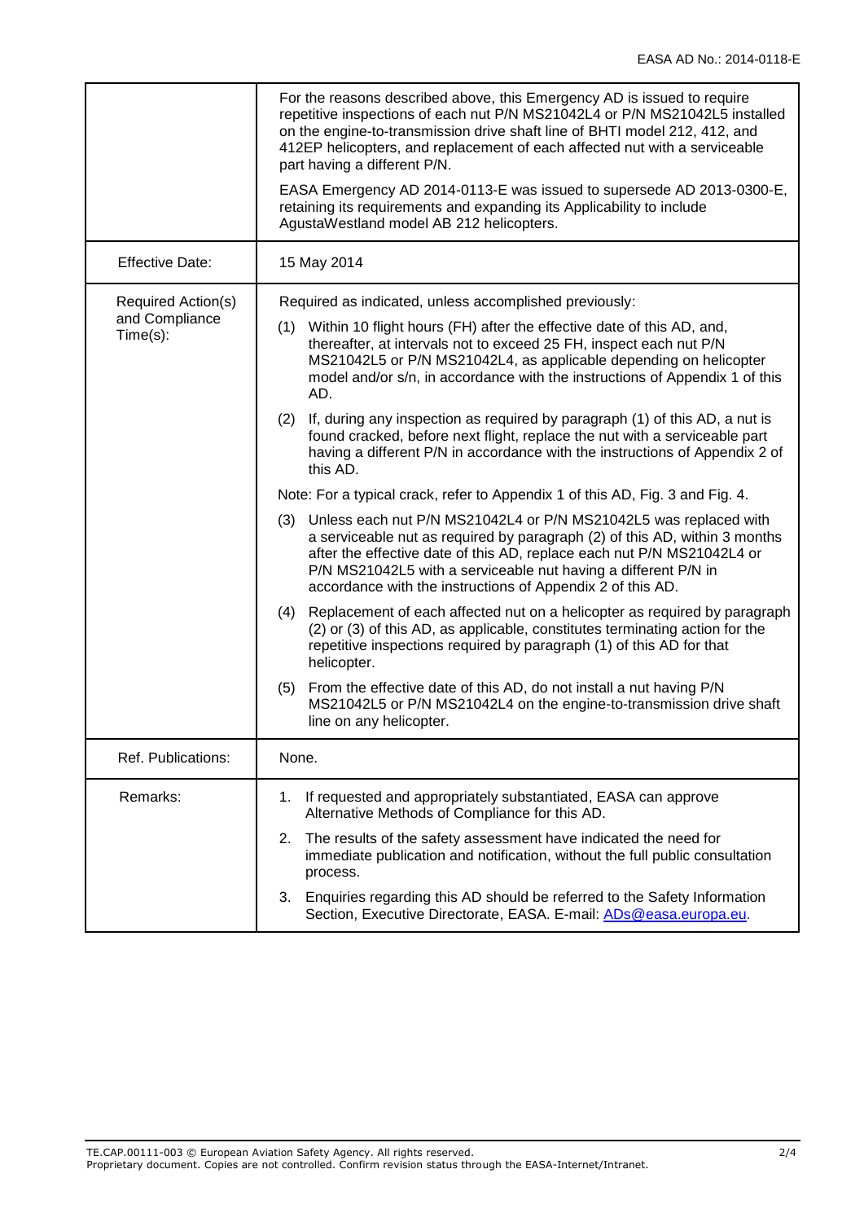| | |
|---|---|
| | For the reasons described above, this Emergency AD is issued to require repetitive inspections of each nut P/N MS21042L4 or P/N MS21042L5 installed on the engine-to-transmission drive shaft line of BHTI model 212, 412, and 412EP helicopters, and replacement of each affected nut with a serviceable part having a different P/N.<br><br>EASA Emergency AD 2014-0113-E was issued to supersede AD 2013-0300-E, retaining its requirements and expanding its Applicability to include AgustaWestland model AB 212 helicopters. |
| Effective Date: | 15 May 2014 |
| Required Action(s) and Compliance Time(s): | Required as indicated, unless accomplished previously:<br><br>(1) Within 10 flight hours (FH) after the effective date of this AD, and, thereafter, at intervals not to exceed 25 FH, inspect each nut P/N MS21042L5 or P/N MS21042L4, as applicable depending on helicopter model and/or s/n, in accordance with the instructions of Appendix 1 of this AD.<br><br>(2) If, during any inspection as required by paragraph (1) of this AD, a nut is found cracked, before next flight, replace the nut with a serviceable part having a different P/N in accordance with the instructions of Appendix 2 of this AD.<br><br>Note: For a typical crack, refer to Appendix 1 of this AD, Fig. 3 and Fig. 4.<br><br>(3) Unless each nut P/N MS21042L4 or P/N MS21042L5 was replaced with a serviceable nut as required by paragraph (2) of this AD, within 3 months after the effective date of this AD, replace each nut P/N MS21042L4 or P/N MS21042L5 with a serviceable nut having a different P/N in accordance with the instructions of Appendix 2 of this AD.<br><br>(4) Replacement of each affected nut on a helicopter as required by paragraph (2) or (3) of this AD, as applicable, constitutes terminating action for the repetitive inspections required by paragraph (1) of this AD for that helicopter.<br><br>(5) From the effective date of this AD, do not install a nut having P/N MS21042L5 or P/N MS21042L4 on the engine-to-transmission drive shaft line on any helicopter. |
| Ref. Publications: | None. |
| Remarks: | 1. If requested and appropriately substantiated, EASA can approve Alternative Methods of Compliance for this AD.<br><br>2. The results of the safety assessment have indicated the need for immediate publication and notification, without the full public consultation process.<br><br>3. Enquiries regarding this AD should be referred to the Safety Information Section, Executive Directorate, EASA. E-mail: ADs@easa.europa.eu. |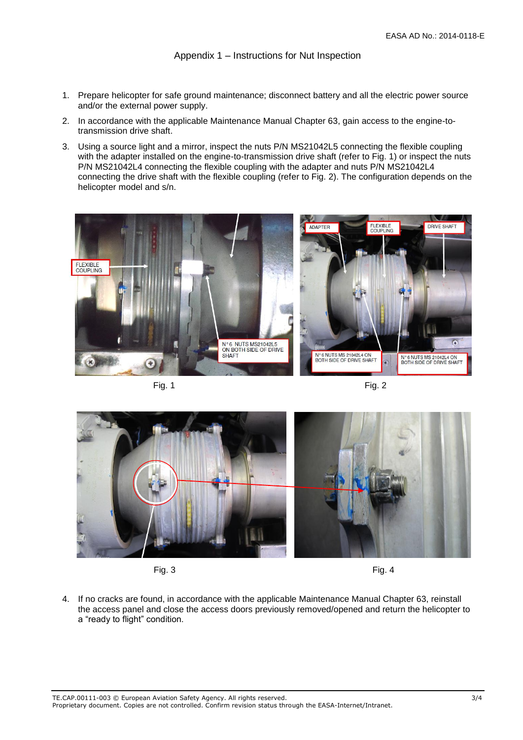## Appendix 1 – Instructions for Nut Inspection

1. Prepare helicopter for safe ground maintenance; disconnect battery and all the electric power source and/or the external power supply.
2. In accordance with the applicable Maintenance Manual Chapter 63, gain access to the engine-to-transmission drive shaft.
3. Using a source light and a mirror, inspect the nuts P/N MS21042L5 connecting the flexible coupling with the adapter installed on the engine-to-transmission drive shaft (refer to Fig. 1) or inspect the nuts P/N MS21042L4 connecting the flexible coupling with the adapter and nuts P/N MS21042L4 connecting the drive shaft with the flexible coupling (refer to Fig. 2). The configuration depends on the helicopter model and s/n.

Fig. 1

Fig. 2

Fig. 3

Fig. 4

4. If no cracks are found, in accordance with the applicable Maintenance Manual Chapter 63, reinstall the access panel and close the access doors previously removed/opened and return the helicopter to a "ready to flight" condition.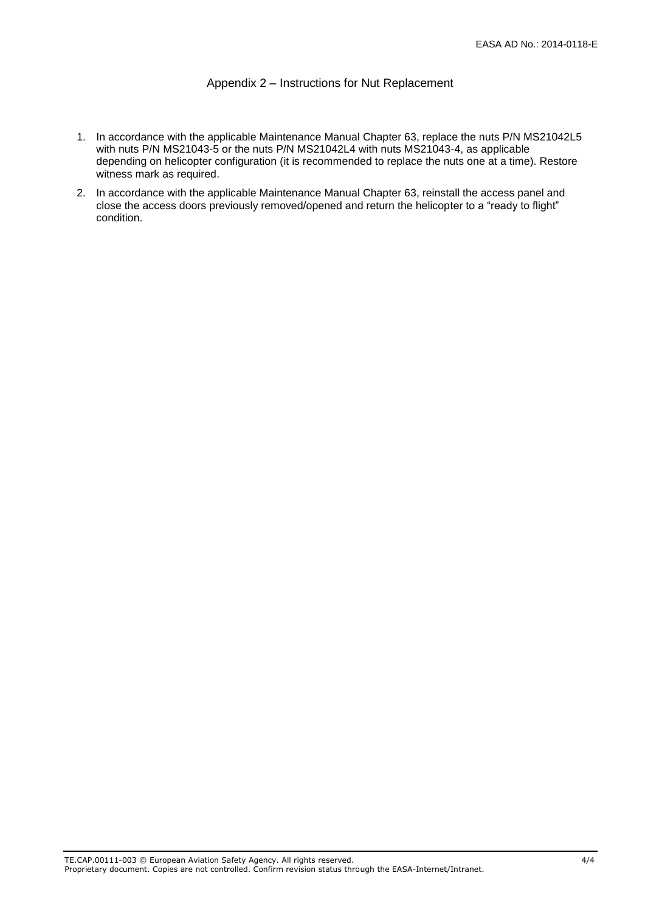## Appendix 2 – Instructions for Nut Replacement

1. In accordance with the applicable Maintenance Manual Chapter 63, replace the nuts P/N MS21042L5 with nuts P/N MS21043-5 or the nuts P/N MS21042L4 with nuts MS21043-4, as applicable depending on helicopter configuration (it is recommended to replace the nuts one at a time). Restore witness mark as required.
2. In accordance with the applicable Maintenance Manual Chapter 63, reinstall the access panel and close the access doors previously removed/opened and return the helicopter to a "ready to flight" condition.